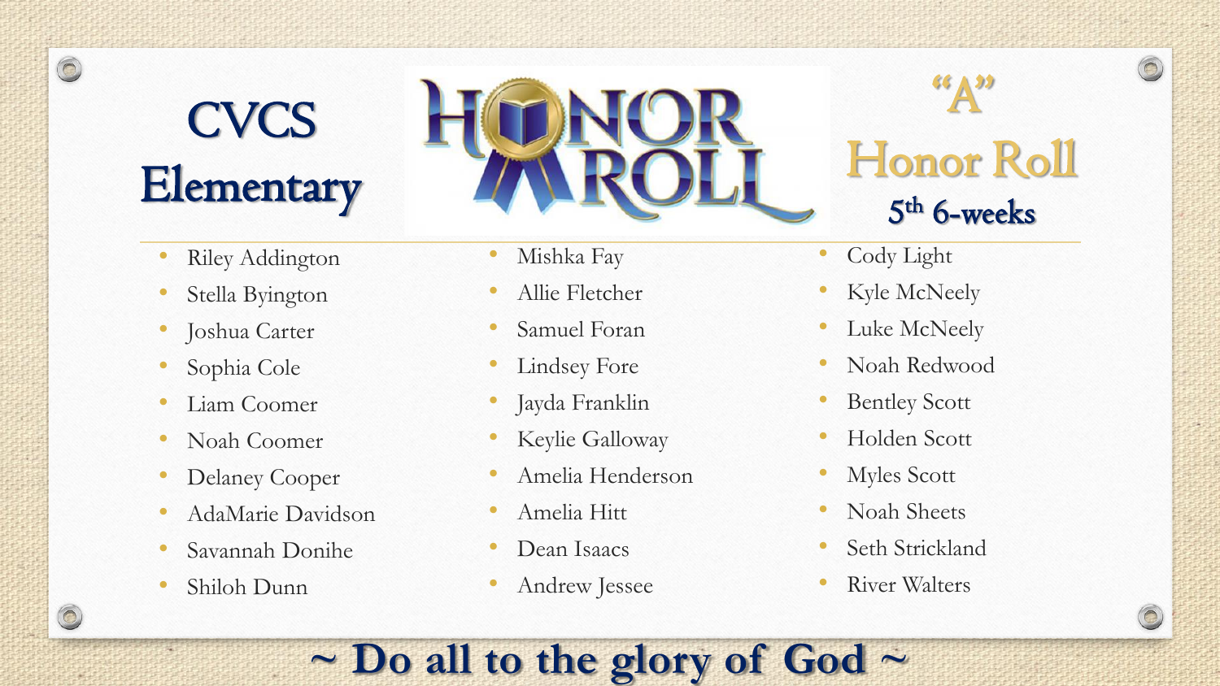# CVCS Elementary

# HONOR ROLL

## "A" Honor Roll

### 5th 6-weeks

- Riley Addington
- Stella Byington
- Joshua Carter
- Sophia Cole
- Liam Coomer
- Noah Coomer
- Delaney Cooper
- AdaMarie Davidson
- Savannah Donihe
- Shiloh Dunn
- Mishka Fay
- Allie Fletcher
- Samuel Foran
- Lindsey Fore
- Jayda Franklin
- Keylie Galloway
- Amelia Henderson
- Amelia Hitt
- Dean Isaacs
- Andrew Jessee
- Cody Light
- Kyle McNeely
- Luke McNeely
- Noah Redwood
- Bentley Scott
- Holden Scott
- Myles Scott
- Noah Sheets
- Seth Strickland
- River Walters

**~ Do all to the glory of God ~**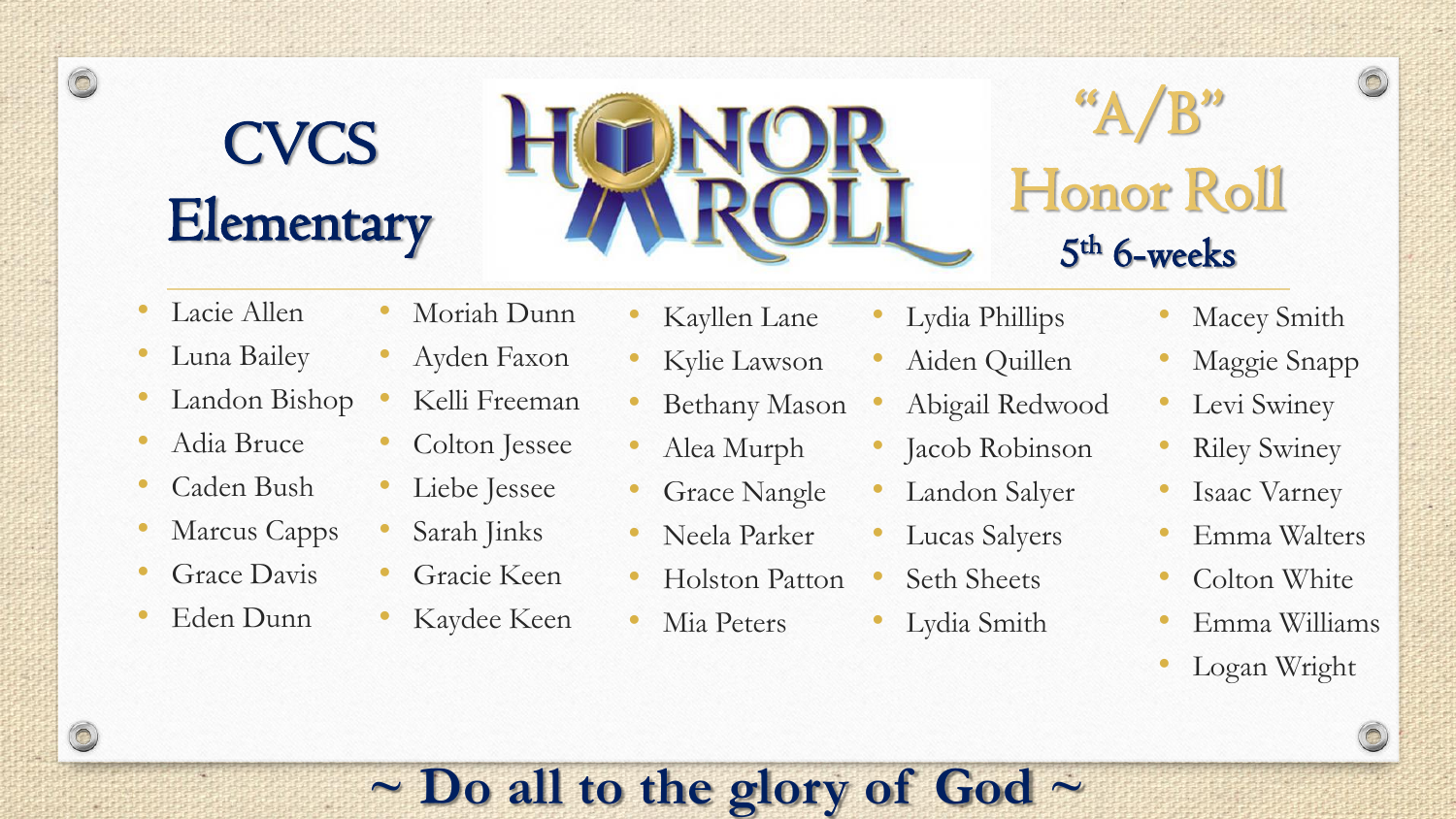# CVCS Elementary

## HONOR ROLL

## "A/B" Honor Roll

### $5^{th}$ 6-weeks

- Lacie Allen
- Luna Bailey
- Landon Bishop
- Adia Bruce
- Caden Bush
- Marcus Capps
- Grace Davis
- Eden Dunn
- Moriah Dunn
- Ayden Faxon
- Kelli Freeman
- Colton Jessee
- Liebe Jessee
- Sarah Jinks
- Gracie Keen
- Kaydee Keen
- Kayllen Lane
- Kylie Lawson
- Bethany Mason
- Alea Murph
- Grace Nangle
- Neela Parker
- Holston Patton
- Mia Peters
- Lydia Phillips
- Aiden Quillen
- Abigail Redwood
- Jacob Robinson
- Landon Salyer
- Lucas Salyers
- Seth Sheets
- Lydia Smith
- Macey Smith
- Maggie Snapp
- Levi Swiney
- Riley Swiney
- Isaac Varney
- Emma Walters
- Colton White
- Emma Williams
- Logan Wright

**~ Do all to the glory of God ~**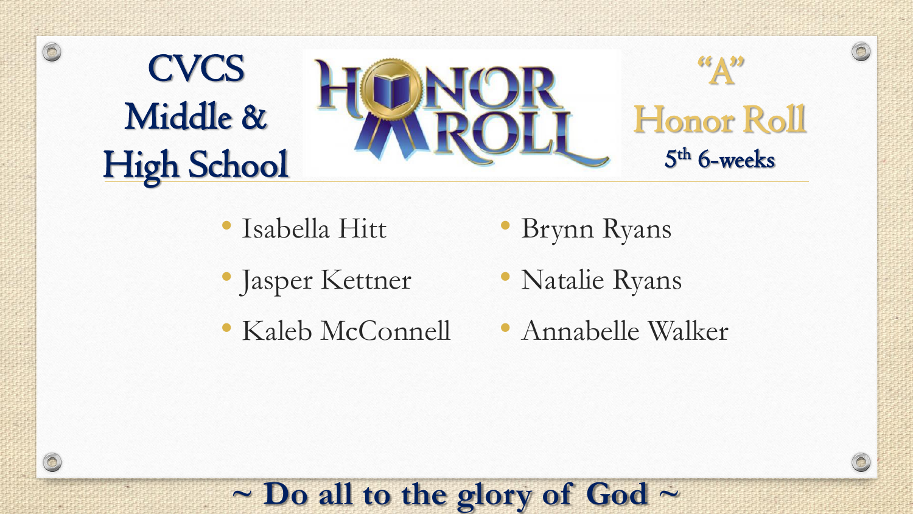# CVCS Middle & High School

HONOR ROLL

## "A" Honor Roll

### 5th 6-weeks

- Isabella Hitt
- Jasper Kettner
- Kaleb McConnell
- Brynn Ryans
- Natalie Ryans
- Annabelle Walker

**~ Do all to the glory of God ~**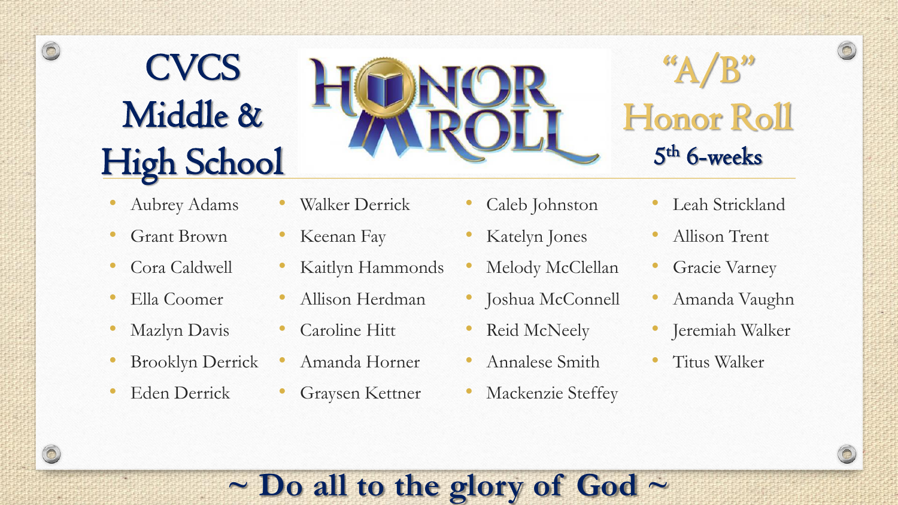# CVCS Middle & High School

# HONOR ROLL

## "A/B" Honor Roll

### 5th 6-weeks

- Aubrey Adams
- Grant Brown
- Cora Caldwell
- Ella Coomer
- Mazlyn Davis
- Brooklyn Derrick
- Eden Derrick
- Walker Derrick
- Keenan Fay
- Kaitlyn Hammonds
- Allison Herdman
- Caroline Hitt
- Amanda Horner
- Graysen Kettner
- Caleb Johnston
- Katelyn Jones
- Melody McClellan
- Joshua McConnell
- Reid McNeely
- Annalese Smith
- Mackenzie Steffey
- Leah Strickland
- Allison Trent
- Gracie Varney
- Amanda Vaughn
- Jeremiah Walker
- Titus Walker

**~ Do all to the glory of God ~**